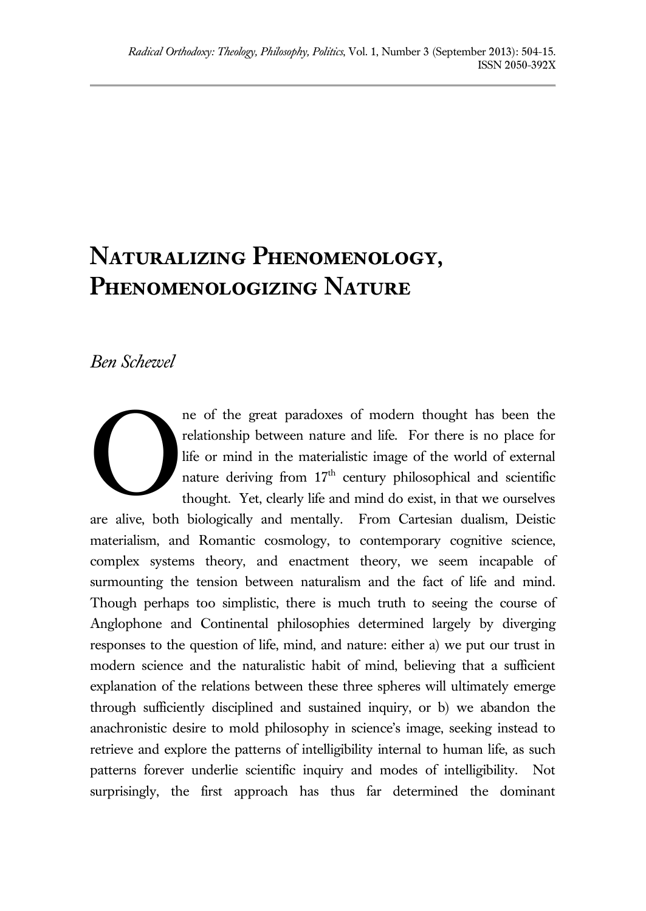# Naturalizing Phenomenology, Phenomenologizing Nature

*Ben Schewel*

One of the great paradoxes of modern thought has been the relationship between nature and life. For there is no place for life or mind in the materialistic image of the world of external nature deriving from $17^{th}$ century philosophical and scientific thought. Yet, clearly life and mind do exist, in that we ourselves are alive, both biologically and mentally. From Cartesian dualism, Deistic materialism, and Romantic cosmology, to contemporary cognitive science, complex systems theory, and enactment theory, we seem incapable of surmounting the tension between naturalism and the fact of life and mind. Though perhaps too simplistic, there is much truth to seeing the course of Anglophone and Continental philosophies determined largely by diverging responses to the question of life, mind, and nature: either a) we put our trust in modern science and the naturalistic habit of mind, believing that a sufficient explanation of the relations between these three spheres will ultimately emerge through sufficiently disciplined and sustained inquiry, or b) we abandon the anachronistic desire to mold philosophy in science's image, seeking instead to retrieve and explore the patterns of intelligibility internal to human life, as such patterns forever underlie scientific inquiry and modes of intelligibility. Not surprisingly, the first approach has thus far determined the dominant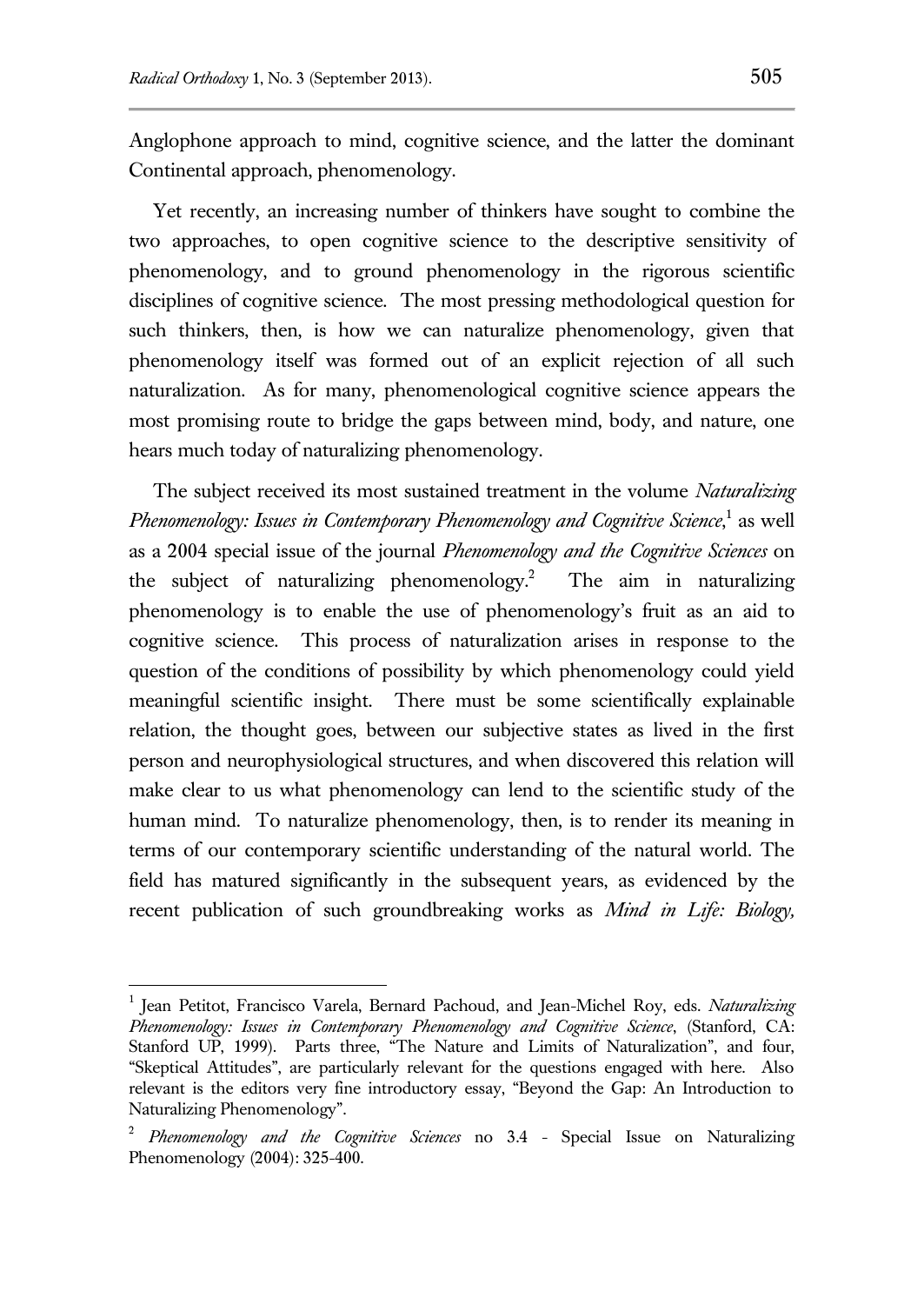Anglophone approach to mind, cognitive science, and the latter the dominant Continental approach, phenomenology.

Yet recently, an increasing number of thinkers have sought to combine the two approaches, to open cognitive science to the descriptive sensitivity of phenomenology, and to ground phenomenology in the rigorous scientific disciplines of cognitive science. The most pressing methodological question for such thinkers, then, is how we can naturalize phenomenology, given that phenomenology itself was formed out of an explicit rejection of all such naturalization. As for many, phenomenological cognitive science appears the most promising route to bridge the gaps between mind, body, and nature, one hears much today of naturalizing phenomenology.

The subject received its most sustained treatment in the volume *Naturalizing Phenomenology: Issues in Contemporary Phenomenology and Cognitive Science*,[1] as well as a 2004 special issue of the journal *Phenomenology and the Cognitive Sciences* on the subject of naturalizing phenomenology.[2] The aim in naturalizing phenomenology is to enable the use of phenomenology's fruit as an aid to cognitive science. This process of naturalization arises in response to the question of the conditions of possibility by which phenomenology could yield meaningful scientific insight. There must be some scientifically explainable relation, the thought goes, between our subjective states as lived in the first person and neurophysiological structures, and when discovered this relation will make clear to us what phenomenology can lend to the scientific study of the human mind. To naturalize phenomenology, then, is to render its meaning in terms of our contemporary scientific understanding of the natural world. The field has matured significantly in the subsequent years, as evidenced by the recent publication of such groundbreaking works as *Mind in Life: Biology,*

---

[1] Jean Petitot, Francisco Varela, Bernard Pachoud, and Jean-Michel Roy, eds. *Naturalizing Phenomenology: Issues in Contemporary Phenomenology and Cognitive Science*, (Stanford, CA: Stanford UP, 1999). Parts three, "The Nature and Limits of Naturalization", and four, "Skeptical Attitudes", are particularly relevant for the questions engaged with here. Also relevant is the editors very fine introductory essay, "Beyond the Gap: An Introduction to Naturalizing Phenomenology".

[2] *Phenomenology and the Cognitive Sciences* no 3.4 - Special Issue on Naturalizing Phenomenology (2004): 325-400.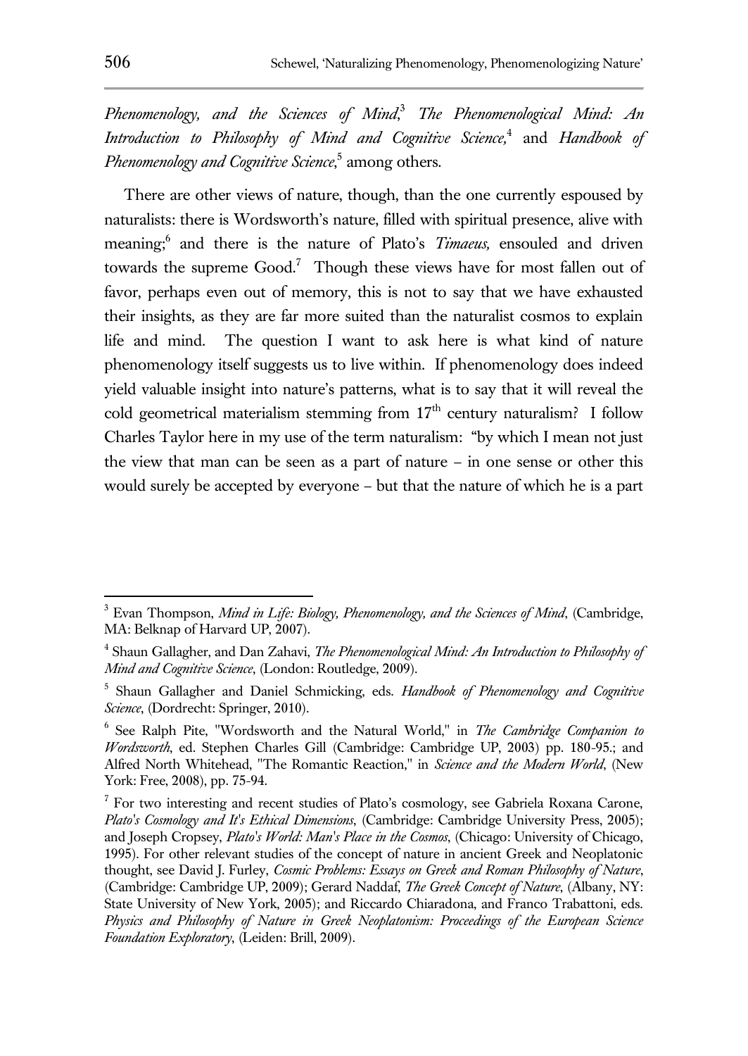*Phenomenology, and the Sciences of Mind*,[3] *The Phenomenological Mind: An Introduction to Philosophy of Mind and Cognitive Science,*[4] and *Handbook of Phenomenology and Cognitive Science*,[5] among others.

There are other views of nature, though, than the one currently espoused by naturalists: there is Wordsworth's nature, filled with spiritual presence, alive with meaning;[6] and there is the nature of Plato's *Timaeus,* ensouled and driven towards the supreme Good.[7] Though these views have for most fallen out of favor, perhaps even out of memory, this is not to say that we have exhausted their insights, as they are far more suited than the naturalist cosmos to explain life and mind. The question I want to ask here is what kind of nature phenomenology itself suggests us to live within. If phenomenology does indeed yield valuable insight into nature's patterns, what is to say that it will reveal the cold geometrical materialism stemming from 17th century naturalism? I follow Charles Taylor here in my use of the term naturalism: "by which I mean not just the view that man can be seen as a part of nature – in one sense or other this would surely be accepted by everyone – but that the nature of which he is a part

---

[3] Evan Thompson, *Mind in Life: Biology, Phenomenology, and the Sciences of Mind*, (Cambridge, MA: Belknap of Harvard UP, 2007).

[4] Shaun Gallagher, and Dan Zahavi, *The Phenomenological Mind: An Introduction to Philosophy of Mind and Cognitive Science*, (London: Routledge, 2009).

[5] Shaun Gallagher and Daniel Schmicking, eds. *Handbook of Phenomenology and Cognitive Science*, (Dordrecht: Springer, 2010).

[6] See Ralph Pite, "Wordsworth and the Natural World," in *The Cambridge Companion to Wordsworth*, ed. Stephen Charles Gill (Cambridge: Cambridge UP, 2003) pp. 180-95.; and Alfred North Whitehead, "The Romantic Reaction," in *Science and the Modern World*, (New York: Free, 2008), pp. 75-94.

[7] For two interesting and recent studies of Plato's cosmology, see Gabriela Roxana Carone, *Plato's Cosmology and It's Ethical Dimensions*, (Cambridge: Cambridge University Press, 2005); and Joseph Cropsey, *Plato's World: Man's Place in the Cosmos*, (Chicago: University of Chicago, 1995). For other relevant studies of the concept of nature in ancient Greek and Neoplatonic thought, see David J. Furley, *Cosmic Problems: Essays on Greek and Roman Philosophy of Nature*, (Cambridge: Cambridge UP, 2009); Gerard Naddaf, *The Greek Concept of Nature*, (Albany, NY: State University of New York, 2005); and Riccardo Chiaradona, and Franco Trabattoni, eds. *Physics and Philosophy of Nature in Greek Neoplatonism: Proceedings of the European Science Foundation Exploratory*, (Leiden: Brill, 2009).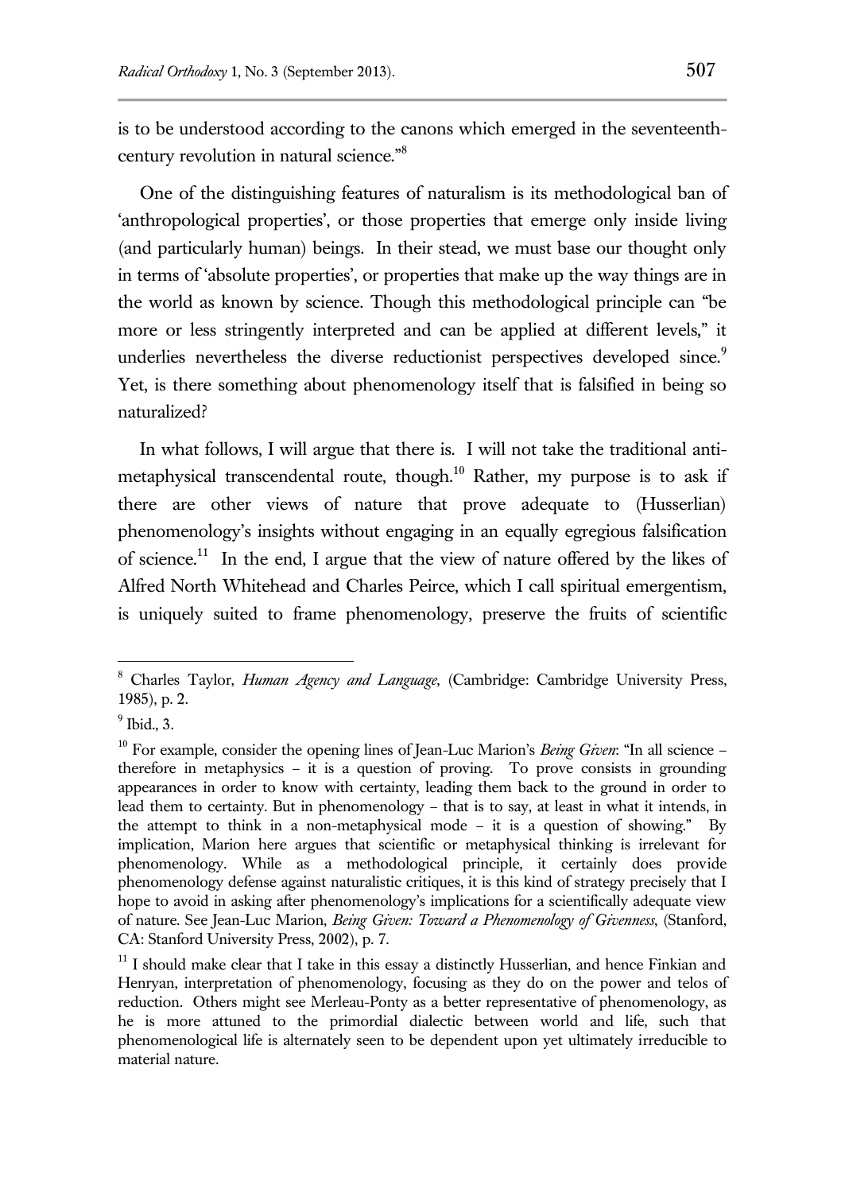is to be understood according to the canons which emerged in the seventeenth-century revolution in natural science."[8]

One of the distinguishing features of naturalism is its methodological ban of 'anthropological properties', or those properties that emerge only inside living (and particularly human) beings. In their stead, we must base our thought only in terms of 'absolute properties', or properties that make up the way things are in the world as known by science. Though this methodological principle can "be more or less stringently interpreted and can be applied at different levels," it underlies nevertheless the diverse reductionist perspectives developed since.[9] Yet, is there something about phenomenology itself that is falsified in being so naturalized?

In what follows, I will argue that there is. I will not take the traditional anti-metaphysical transcendental route, though.[10] Rather, my purpose is to ask if there are other views of nature that prove adequate to (Husserlian) phenomenology's insights without engaging in an equally egregious falsification of science.[11] In the end, I argue that the view of nature offered by the likes of Alfred North Whitehead and Charles Peirce, which I call spiritual emergentism, is uniquely suited to frame phenomenology, preserve the fruits of scientific

---

[8] Charles Taylor, *Human Agency and Language*, (Cambridge: Cambridge University Press, 1985), p. 2.

[9] Ibid., 3.

[10] For example, consider the opening lines of Jean-Luc Marion's *Being Given*: "In all science – therefore in metaphysics – it is a question of proving. To prove consists in grounding appearances in order to know with certainty, leading them back to the ground in order to lead them to certainty. But in phenomenology – that is to say, at least in what it intends, in the attempt to think in a non-metaphysical mode – it is a question of showing." By implication, Marion here argues that scientific or metaphysical thinking is irrelevant for phenomenology. While as a methodological principle, it certainly does provide phenomenology defense against naturalistic critiques, it is this kind of strategy precisely that I hope to avoid in asking after phenomenology's implications for a scientifically adequate view of nature. See Jean-Luc Marion, *Being Given: Toward a Phenomenology of Givenness*, (Stanford, CA: Stanford University Press, 2002), p. 7.

[11] I should make clear that I take in this essay a distinctly Husserlian, and hence Finkian and Henryan, interpretation of phenomenology, focusing as they do on the power and telos of reduction. Others might see Merleau-Ponty as a better representative of phenomenology, as he is more attuned to the primordial dialectic between world and life, such that phenomenological life is alternately seen to be dependent upon yet ultimately irreducible to material nature.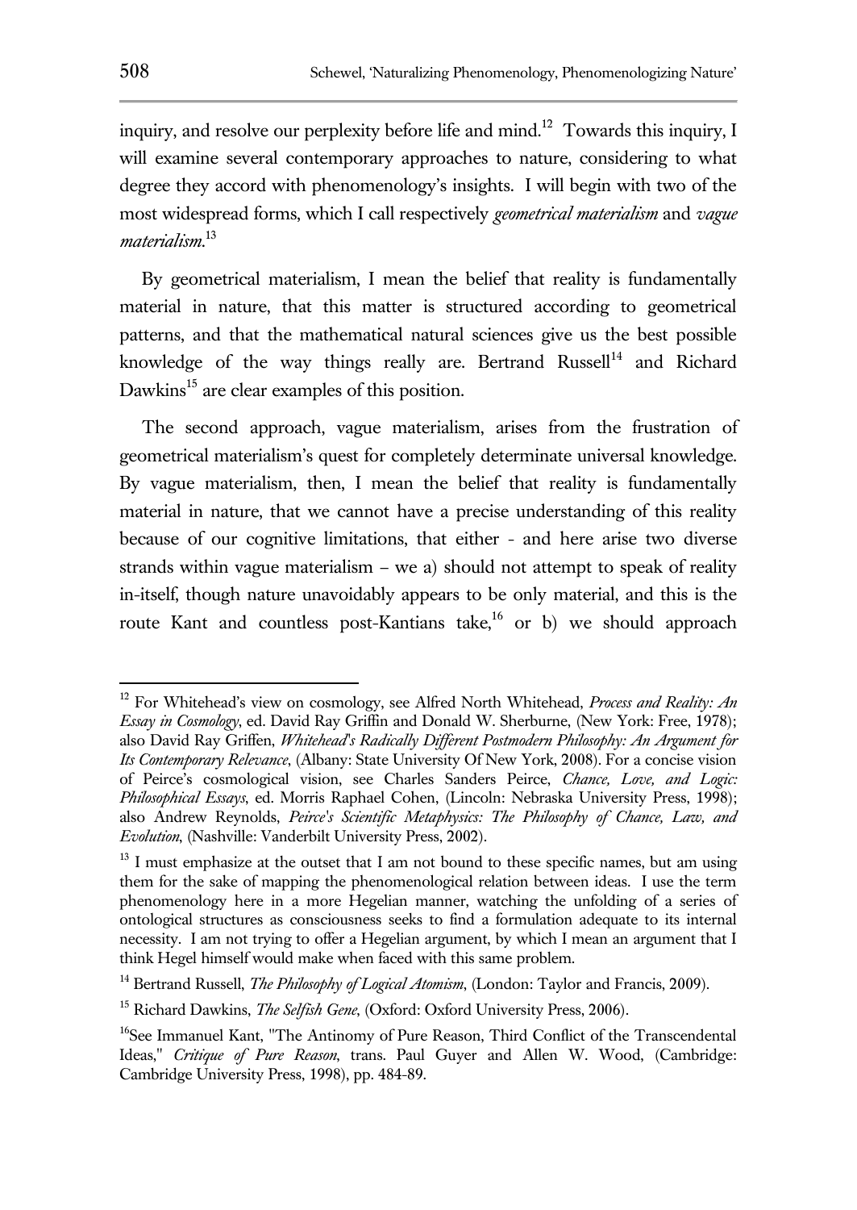inquiry, and resolve our perplexity before life and mind.[12] Towards this inquiry, I will examine several contemporary approaches to nature, considering to what degree they accord with phenomenology's insights. I will begin with two of the most widespread forms, which I call respectively *geometrical materialism* and *vague materialism*.[13]

By geometrical materialism, I mean the belief that reality is fundamentally material in nature, that this matter is structured according to geometrical patterns, and that the mathematical natural sciences give us the best possible knowledge of the way things really are. Bertrand Russell[14] and Richard Dawkins[15] are clear examples of this position.

The second approach, vague materialism, arises from the frustration of geometrical materialism's quest for completely determinate universal knowledge. By vague materialism, then, I mean the belief that reality is fundamentally material in nature, that we cannot have a precise understanding of this reality because of our cognitive limitations, that either - and here arise two diverse strands within vague materialism – we a) should not attempt to speak of reality in-itself, though nature unavoidably appears to be only material, and this is the route Kant and countless post-Kantians take,[16] or b) we should approach

---

[12] For Whitehead's view on cosmology, see Alfred North Whitehead, *Process and Reality: An Essay in Cosmology*, ed. David Ray Griffin and Donald W. Sherburne, (New York: Free, 1978); also David Ray Griffen, *Whitehead's Radically Different Postmodern Philosophy: An Argument for Its Contemporary Relevance*, (Albany: State University Of New York, 2008). For a concise vision of Peirce's cosmological vision, see Charles Sanders Peirce, *Chance, Love, and Logic: Philosophical Essays*, ed. Morris Raphael Cohen, (Lincoln: Nebraska University Press, 1998); also Andrew Reynolds, *Peirce's Scientific Metaphysics: The Philosophy of Chance, Law, and Evolution*, (Nashville: Vanderbilt University Press, 2002).

[13] I must emphasize at the outset that I am not bound to these specific names, but am using them for the sake of mapping the phenomenological relation between ideas. I use the term phenomenology here in a more Hegelian manner, watching the unfolding of a series of ontological structures as consciousness seeks to find a formulation adequate to its internal necessity. I am not trying to offer a Hegelian argument, by which I mean an argument that I think Hegel himself would make when faced with this same problem.

[14] Bertrand Russell, *The Philosophy of Logical Atomism*, (London: Taylor and Francis, 2009).

[15] Richard Dawkins, *The Selfish Gene*, (Oxford: Oxford University Press, 2006).

[16] See Immanuel Kant, "The Antinomy of Pure Reason, Third Conflict of the Transcendental Ideas," *Critique of Pure Reason*, trans. Paul Guyer and Allen W. Wood, (Cambridge: Cambridge University Press, 1998), pp. 484-89.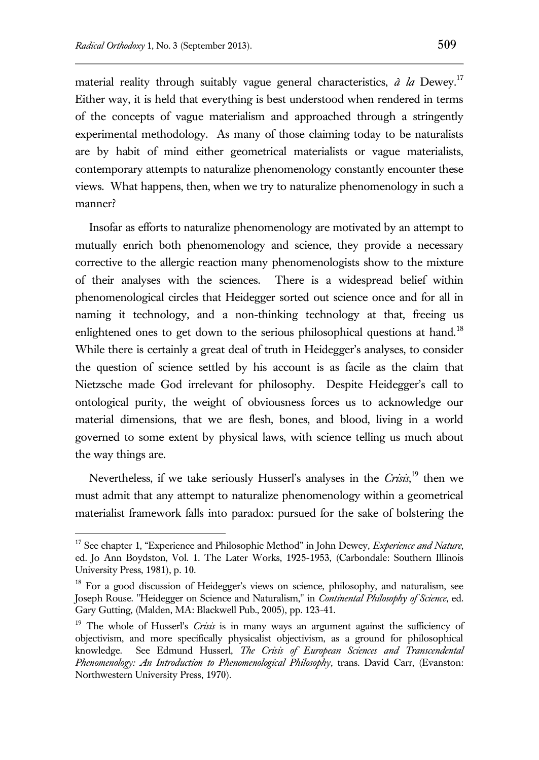material reality through suitably vague general characteristics, *à la* Dewey.[17] Either way, it is held that everything is best understood when rendered in terms of the concepts of vague materialism and approached through a stringently experimental methodology. As many of those claiming today to be naturalists are by habit of mind either geometrical materialists or vague materialists, contemporary attempts to naturalize phenomenology constantly encounter these views. What happens, then, when we try to naturalize phenomenology in such a manner?

Insofar as efforts to naturalize phenomenology are motivated by an attempt to mutually enrich both phenomenology and science, they provide a necessary corrective to the allergic reaction many phenomenologists show to the mixture of their analyses with the sciences. There is a widespread belief within phenomenological circles that Heidegger sorted out science once and for all in naming it technology, and a non-thinking technology at that, freeing us enlightened ones to get down to the serious philosophical questions at hand.[18] While there is certainly a great deal of truth in Heidegger's analyses, to consider the question of science settled by his account is as facile as the claim that Nietzsche made God irrelevant for philosophy. Despite Heidegger's call to ontological purity, the weight of obviousness forces us to acknowledge our material dimensions, that we are flesh, bones, and blood, living in a world governed to some extent by physical laws, with science telling us much about the way things are.

Nevertheless, if we take seriously Husserl's analyses in the *Crisis*,[19] then we must admit that any attempt to naturalize phenomenology within a geometrical materialist framework falls into paradox: pursued for the sake of bolstering the

---

[17] See chapter 1, "Experience and Philosophic Method" in John Dewey, *Experience and Nature*, ed. Jo Ann Boydston, Vol. 1. The Later Works, 1925-1953, (Carbondale: Southern Illinois University Press, 1981), p. 10.

[18] For a good discussion of Heidegger's views on science, philosophy, and naturalism, see Joseph Rouse. "Heidegger on Science and Naturalism," in *Continental Philosophy of Science*, ed. Gary Gutting, (Malden, MA: Blackwell Pub., 2005), pp. 123-41.

[19] The whole of Husserl's *Crisis* is in many ways an argument against the sufficiency of objectivism, and more specifically physicalist objectivism, as a ground for philosophical knowledge. See Edmund Husserl, *The Crisis of European Sciences and Transcendental Phenomenology: An Introduction to Phenomenological Philosophy*, trans. David Carr, (Evanston: Northwestern University Press, 1970).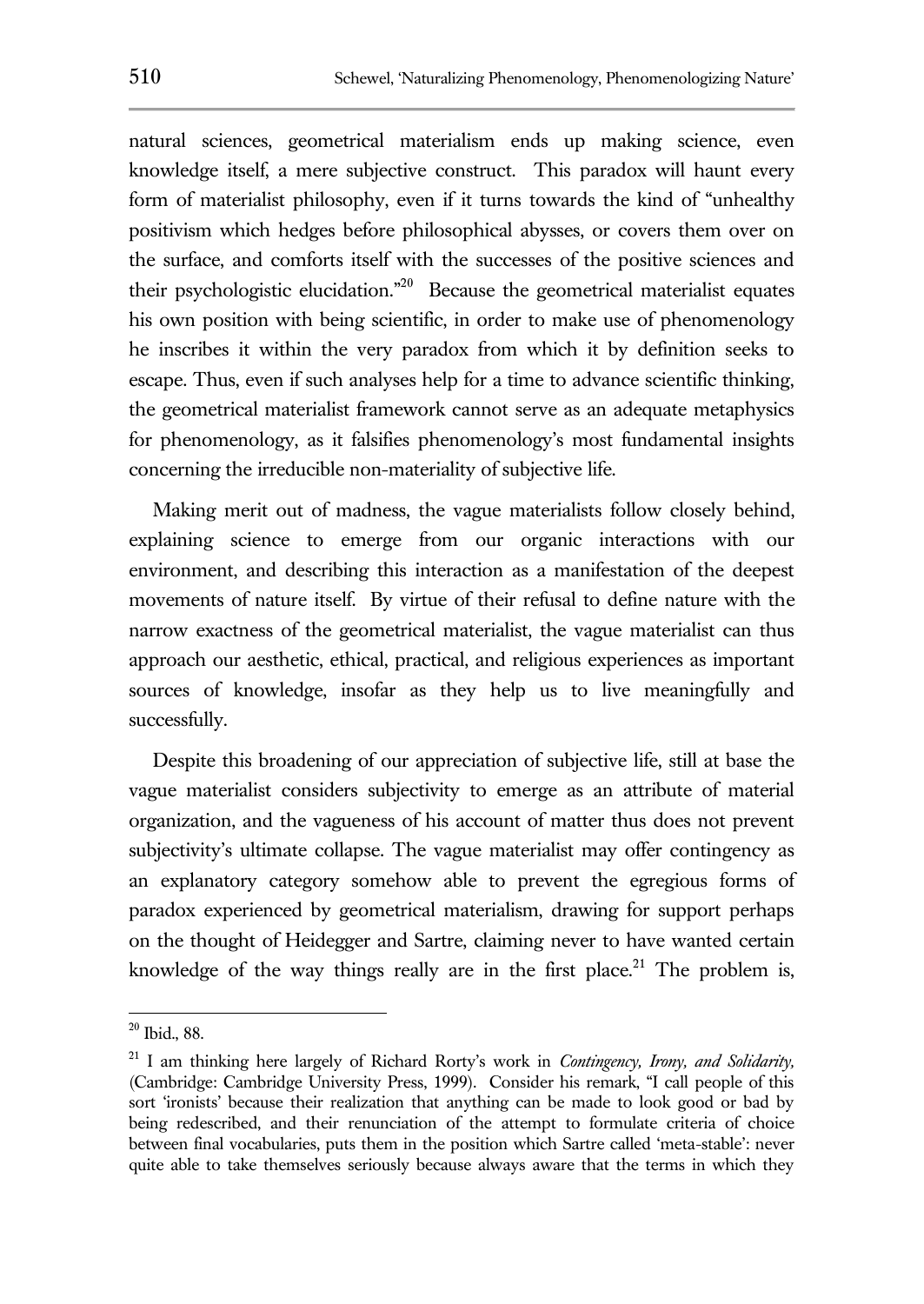natural sciences, geometrical materialism ends up making science, even knowledge itself, a mere subjective construct. This paradox will haunt every form of materialist philosophy, even if it turns towards the kind of "unhealthy positivism which hedges before philosophical abysses, or covers them over on the surface, and comforts itself with the successes of the positive sciences and their psychologistic elucidation."[20] Because the geometrical materialist equates his own position with being scientific, in order to make use of phenomenology he inscribes it within the very paradox from which it by definition seeks to escape. Thus, even if such analyses help for a time to advance scientific thinking, the geometrical materialist framework cannot serve as an adequate metaphysics for phenomenology, as it falsifies phenomenology's most fundamental insights concerning the irreducible non-materiality of subjective life.

Making merit out of madness, the vague materialists follow closely behind, explaining science to emerge from our organic interactions with our environment, and describing this interaction as a manifestation of the deepest movements of nature itself. By virtue of their refusal to define nature with the narrow exactness of the geometrical materialist, the vague materialist can thus approach our aesthetic, ethical, practical, and religious experiences as important sources of knowledge, insofar as they help us to live meaningfully and successfully.

Despite this broadening of our appreciation of subjective life, still at base the vague materialist considers subjectivity to emerge as an attribute of material organization, and the vagueness of his account of matter thus does not prevent subjectivity's ultimate collapse. The vague materialist may offer contingency as an explanatory category somehow able to prevent the egregious forms of paradox experienced by geometrical materialism, drawing for support perhaps on the thought of Heidegger and Sartre, claiming never to have wanted certain knowledge of the way things really are in the first place.[21] The problem is,

---

[20] Ibid., 88.

[21] I am thinking here largely of Richard Rorty's work in *Contingency, Irony, and Solidarity,* (Cambridge: Cambridge University Press, 1999). Consider his remark, "I call people of this sort 'ironists' because their realization that anything can be made to look good or bad by being redescribed, and their renunciation of the attempt to formulate criteria of choice between final vocabularies, puts them in the position which Sartre called 'meta-stable': never quite able to take themselves seriously because always aware that the terms in which they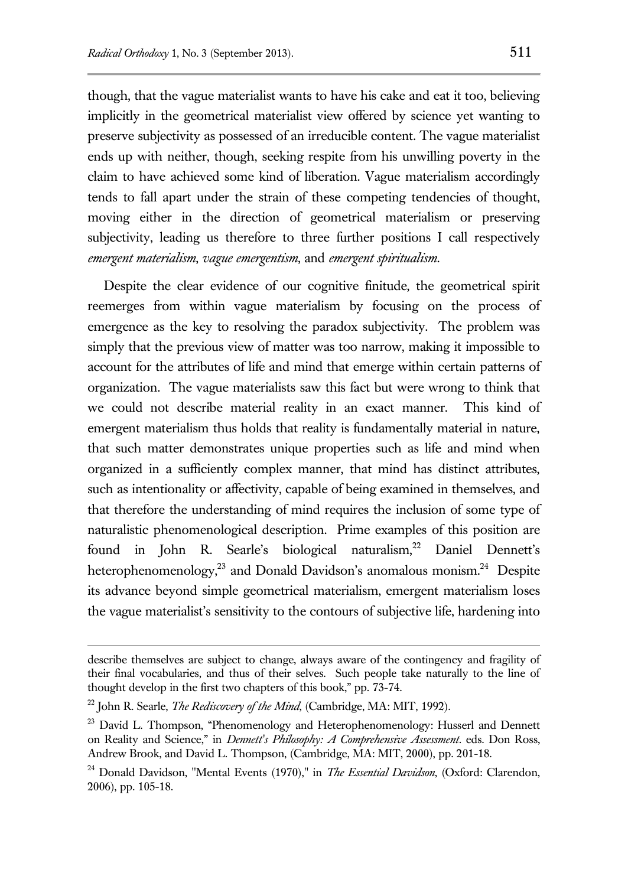though, that the vague materialist wants to have his cake and eat it too, believing implicitly in the geometrical materialist view offered by science yet wanting to preserve subjectivity as possessed of an irreducible content. The vague materialist ends up with neither, though, seeking respite from his unwilling poverty in the claim to have achieved some kind of liberation. Vague materialism accordingly tends to fall apart under the strain of these competing tendencies of thought, moving either in the direction of geometrical materialism or preserving subjectivity, leading us therefore to three further positions I call respectively *emergent materialism*, *vague emergentism*, and *emergent spiritualism*.

Despite the clear evidence of our cognitive finitude, the geometrical spirit reemerges from within vague materialism by focusing on the process of emergence as the key to resolving the paradox subjectivity. The problem was simply that the previous view of matter was too narrow, making it impossible to account for the attributes of life and mind that emerge within certain patterns of organization. The vague materialists saw this fact but were wrong to think that we could not describe material reality in an exact manner. This kind of emergent materialism thus holds that reality is fundamentally material in nature, that such matter demonstrates unique properties such as life and mind when organized in a sufficiently complex manner, that mind has distinct attributes, such as intentionality or affectivity, capable of being examined in themselves, and that therefore the understanding of mind requires the inclusion of some type of naturalistic phenomenological description. Prime examples of this position are found in John R. Searle's biological naturalism,[22] Daniel Dennett's heterophenomenology,[23] and Donald Davidson's anomalous monism.[24] Despite its advance beyond simple geometrical materialism, emergent materialism loses the vague materialist's sensitivity to the contours of subjective life, hardening into

---

describe themselves are subject to change, always aware of the contingency and fragility of their final vocabularies, and thus of their selves. Such people take naturally to the line of thought develop in the first two chapters of this book," pp. 73-74.

[22] John R. Searle, *The Rediscovery of the Mind*, (Cambridge, MA: MIT, 1992).

[23] David L. Thompson, "Phenomenology and Heterophenomenology: Husserl and Dennett on Reality and Science," in *Dennett's Philosophy: A Comprehensive Assessment*. eds. Don Ross, Andrew Brook, and David L. Thompson, (Cambridge, MA: MIT, 2000), pp. 201-18.

[24] Donald Davidson, "Mental Events (1970)," in *The Essential Davidson*, (Oxford: Clarendon, 2006), pp. 105-18.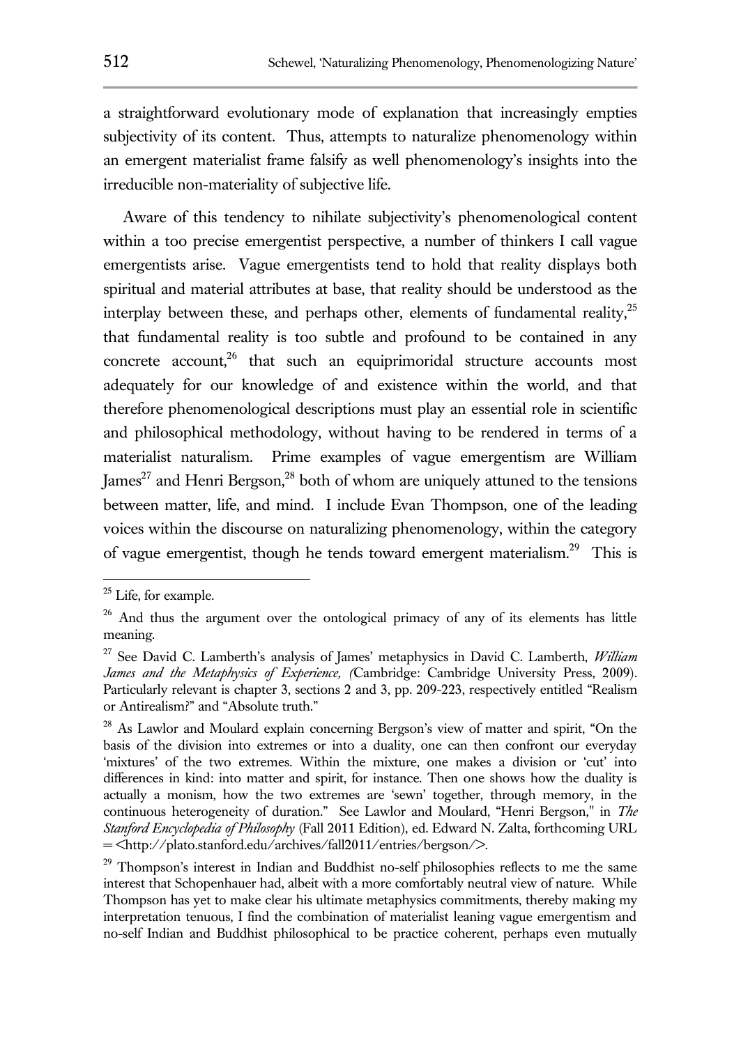a straightforward evolutionary mode of explanation that increasingly empties subjectivity of its content. Thus, attempts to naturalize phenomenology within an emergent materialist frame falsify as well phenomenology's insights into the irreducible non-materiality of subjective life.

Aware of this tendency to nihilate subjectivity's phenomenological content within a too precise emergentist perspective, a number of thinkers I call vague emergentists arise. Vague emergentists tend to hold that reality displays both spiritual and material attributes at base, that reality should be understood as the interplay between these, and perhaps other, elements of fundamental reality,[25] that fundamental reality is too subtle and profound to be contained in any concrete account,[26] that such an equiprimoridal structure accounts most adequately for our knowledge of and existence within the world, and that therefore phenomenological descriptions must play an essential role in scientific and philosophical methodology, without having to be rendered in terms of a materialist naturalism. Prime examples of vague emergentism are William James[27] and Henri Bergson,[28] both of whom are uniquely attuned to the tensions between matter, life, and mind. I include Evan Thompson, one of the leading voices within the discourse on naturalizing phenomenology, within the category of vague emergentist, though he tends toward emergent materialism.[29] This is

---

[25] Life, for example.

[26] And thus the argument over the ontological primacy of any of its elements has little meaning.

[27] See David C. Lamberth's analysis of James' metaphysics in David C. Lamberth, *William James and the Metaphysics of Experience, (*Cambridge: Cambridge University Press, 2009). Particularly relevant is chapter 3, sections 2 and 3, pp. 209-223, respectively entitled "Realism or Antirealism?" and "Absolute truth."

[28] As Lawlor and Moulard explain concerning Bergson's view of matter and spirit, "On the basis of the division into extremes or into a duality, one can then confront our everyday 'mixtures' of the two extremes. Within the mixture, one makes a division or 'cut' into differences in kind: into matter and spirit, for instance. Then one shows how the duality is actually a monism, how the two extremes are 'sewn' together, through memory, in the continuous heterogeneity of duration." See Lawlor and Moulard, "Henri Bergson," in *The Stanford Encyclopedia of Philosophy* (Fall 2011 Edition), ed. Edward N. Zalta, forthcoming URL = <http://plato.stanford.edu/archives/fall2011/entries/bergson/>.

[29] Thompson's interest in Indian and Buddhist no-self philosophies reflects to me the same interest that Schopenhauer had, albeit with a more comfortably neutral view of nature. While Thompson has yet to make clear his ultimate metaphysics commitments, thereby making my interpretation tenuous, I find the combination of materialist leaning vague emergentism and no-self Indian and Buddhist philosophical to be practice coherent, perhaps even mutually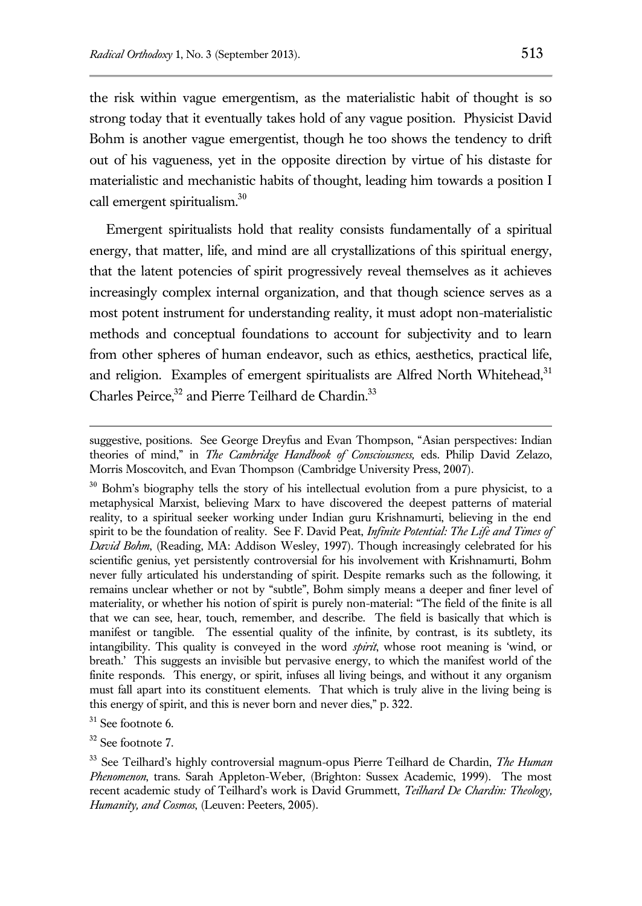the risk within vague emergentism, as the materialistic habit of thought is so strong today that it eventually takes hold of any vague position. Physicist David Bohm is another vague emergentist, though he too shows the tendency to drift out of his vagueness, yet in the opposite direction by virtue of his distaste for materialistic and mechanistic habits of thought, leading him towards a position I call emergent spiritualism.[30]

Emergent spiritualists hold that reality consists fundamentally of a spiritual energy, that matter, life, and mind are all crystallizations of this spiritual energy, that the latent potencies of spirit progressively reveal themselves as it achieves increasingly complex internal organization, and that though science serves as a most potent instrument for understanding reality, it must adopt non-materialistic methods and conceptual foundations to account for subjectivity and to learn from other spheres of human endeavor, such as ethics, aesthetics, practical life, and religion. Examples of emergent spiritualists are Alfred North Whitehead,[31] Charles Peirce,[32] and Pierre Teilhard de Chardin.[33]

---

suggestive, positions. See George Dreyfus and Evan Thompson, "Asian perspectives: Indian theories of mind," in *The Cambridge Handbook of Consciousness,* eds. Philip David Zelazo, Morris Moscovitch, and Evan Thompson (Cambridge University Press, 2007).

[30] Bohm's biography tells the story of his intellectual evolution from a pure physicist, to a metaphysical Marxist, believing Marx to have discovered the deepest patterns of material reality, to a spiritual seeker working under Indian guru Krishnamurti, believing in the end spirit to be the foundation of reality. See F. David Peat, *Infinite Potential: The Life and Times of David Bohm*, (Reading, MA: Addison Wesley, 1997). Though increasingly celebrated for his scientific genius, yet persistently controversial for his involvement with Krishnamurti, Bohm never fully articulated his understanding of spirit. Despite remarks such as the following, it remains unclear whether or not by "subtle", Bohm simply means a deeper and finer level of materiality, or whether his notion of spirit is purely non-material: "The field of the finite is all that we can see, hear, touch, remember, and describe. The field is basically that which is manifest or tangible. The essential quality of the infinite, by contrast, is its subtlety, its intangibility. This quality is conveyed in the word *spirit*, whose root meaning is 'wind, or breath.' This suggests an invisible but pervasive energy, to which the manifest world of the finite responds. This energy, or spirit, infuses all living beings, and without it any organism must fall apart into its constituent elements. That which is truly alive in the living being is this energy of spirit, and this is never born and never dies," p. 322.

[31] See footnote 6.

[32] See footnote 7.

[33] See Teilhard's highly controversial magnum-opus Pierre Teilhard de Chardin, *The Human Phenomenon*, trans. Sarah Appleton-Weber, (Brighton: Sussex Academic, 1999). The most recent academic study of Teilhard's work is David Grummett, *Teilhard De Chardin: Theology, Humanity, and Cosmos*, (Leuven: Peeters, 2005).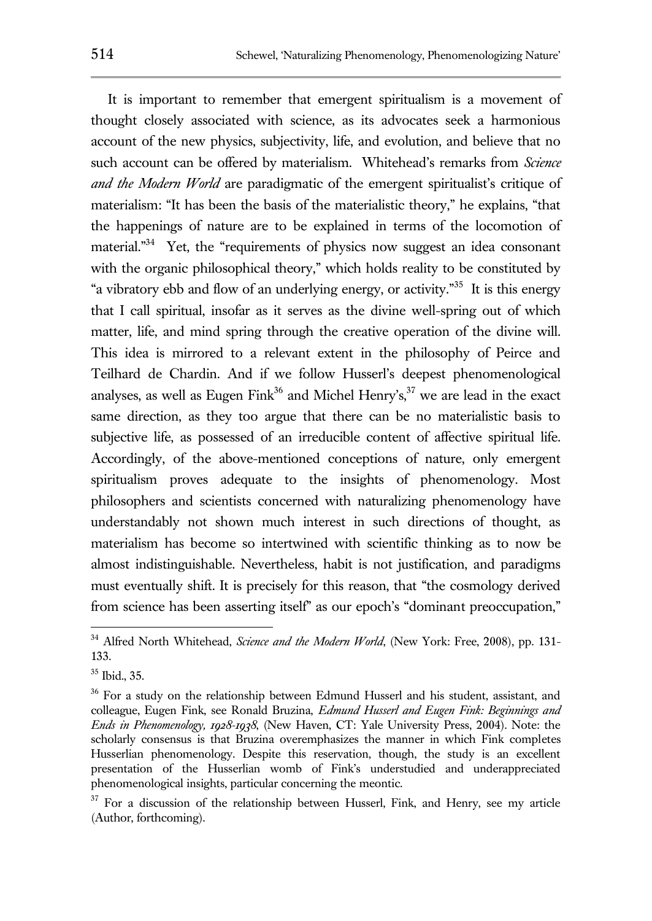It is important to remember that emergent spiritualism is a movement of thought closely associated with science, as its advocates seek a harmonious account of the new physics, subjectivity, life, and evolution, and believe that no such account can be offered by materialism. Whitehead's remarks from *Science and the Modern World* are paradigmatic of the emergent spiritualist's critique of materialism: "It has been the basis of the materialistic theory," he explains, "that the happenings of nature are to be explained in terms of the locomotion of material."[34] Yet, the "requirements of physics now suggest an idea consonant with the organic philosophical theory," which holds reality to be constituted by "a vibratory ebb and flow of an underlying energy, or activity."[35] It is this energy that I call spiritual, insofar as it serves as the divine well-spring out of which matter, life, and mind spring through the creative operation of the divine will. This idea is mirrored to a relevant extent in the philosophy of Peirce and Teilhard de Chardin. And if we follow Husserl's deepest phenomenological analyses, as well as Eugen Fink[36] and Michel Henry's,[37] we are lead in the exact same direction, as they too argue that there can be no materialistic basis to subjective life, as possessed of an irreducible content of affective spiritual life. Accordingly, of the above-mentioned conceptions of nature, only emergent spiritualism proves adequate to the insights of phenomenology. Most philosophers and scientists concerned with naturalizing phenomenology have understandably not shown much interest in such directions of thought, as materialism has become so intertwined with scientific thinking as to now be almost indistinguishable. Nevertheless, habit is not justification, and paradigms must eventually shift. It is precisely for this reason, that "the cosmology derived from science has been asserting itself" as our epoch's "dominant preoccupation,"

---

[34] Alfred North Whitehead, *Science and the Modern World*, (New York: Free, 2008), pp. 131-133.

[35] Ibid., 35.

[36] For a study on the relationship between Edmund Husserl and his student, assistant, and colleague, Eugen Fink, see Ronald Bruzina, *Edmund Husserl and Eugen Fink: Beginnings and Ends in Phenomenology, 1928-1938*, (New Haven, CT: Yale University Press, 2004). Note: the scholarly consensus is that Bruzina overemphasizes the manner in which Fink completes Husserlian phenomenology. Despite this reservation, though, the study is an excellent presentation of the Husserlian womb of Fink's understudied and underappreciated phenomenological insights, particular concerning the meontic.

[37] For a discussion of the relationship between Husserl, Fink, and Henry, see my article (Author, forthcoming).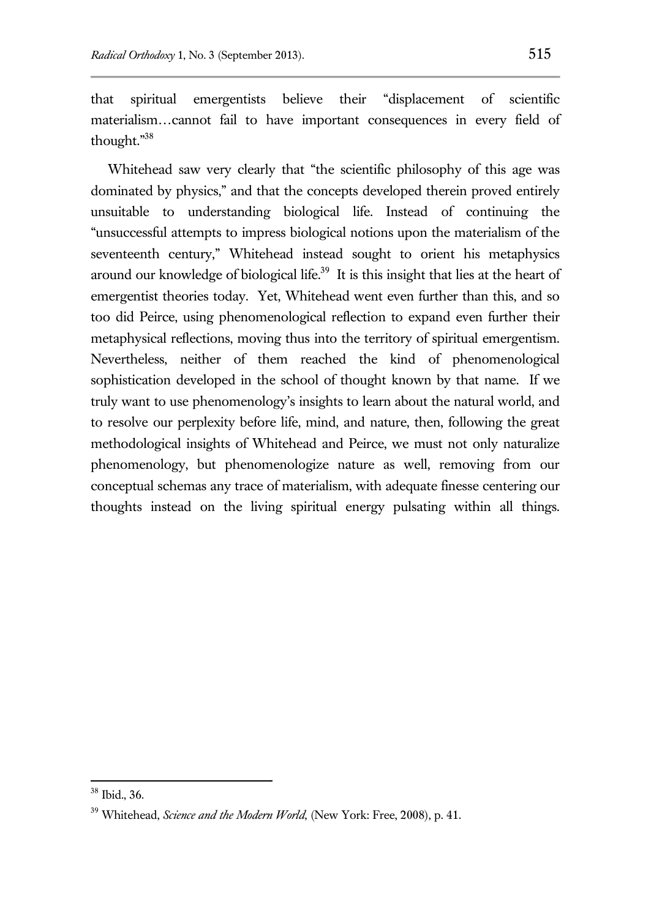that spiritual emergentists believe their "displacement of scientific materialism…cannot fail to have important consequences in every field of thought."[38]

Whitehead saw very clearly that "the scientific philosophy of this age was dominated by physics," and that the concepts developed therein proved entirely unsuitable to understanding biological life. Instead of continuing the "unsuccessful attempts to impress biological notions upon the materialism of the seventeenth century," Whitehead instead sought to orient his metaphysics around our knowledge of biological life.[39] It is this insight that lies at the heart of emergentist theories today. Yet, Whitehead went even further than this, and so too did Peirce, using phenomenological reflection to expand even further their metaphysical reflections, moving thus into the territory of spiritual emergentism. Nevertheless, neither of them reached the kind of phenomenological sophistication developed in the school of thought known by that name. If we truly want to use phenomenology's insights to learn about the natural world, and to resolve our perplexity before life, mind, and nature, then, following the great methodological insights of Whitehead and Peirce, we must not only naturalize phenomenology, but phenomenologize nature as well, removing from our conceptual schemas any trace of materialism, with adequate finesse centering our thoughts instead on the living spiritual energy pulsating within all things.

---

[38] Ibid., 36.

[39] Whitehead, *Science and the Modern World*, (New York: Free, 2008), p. 41.